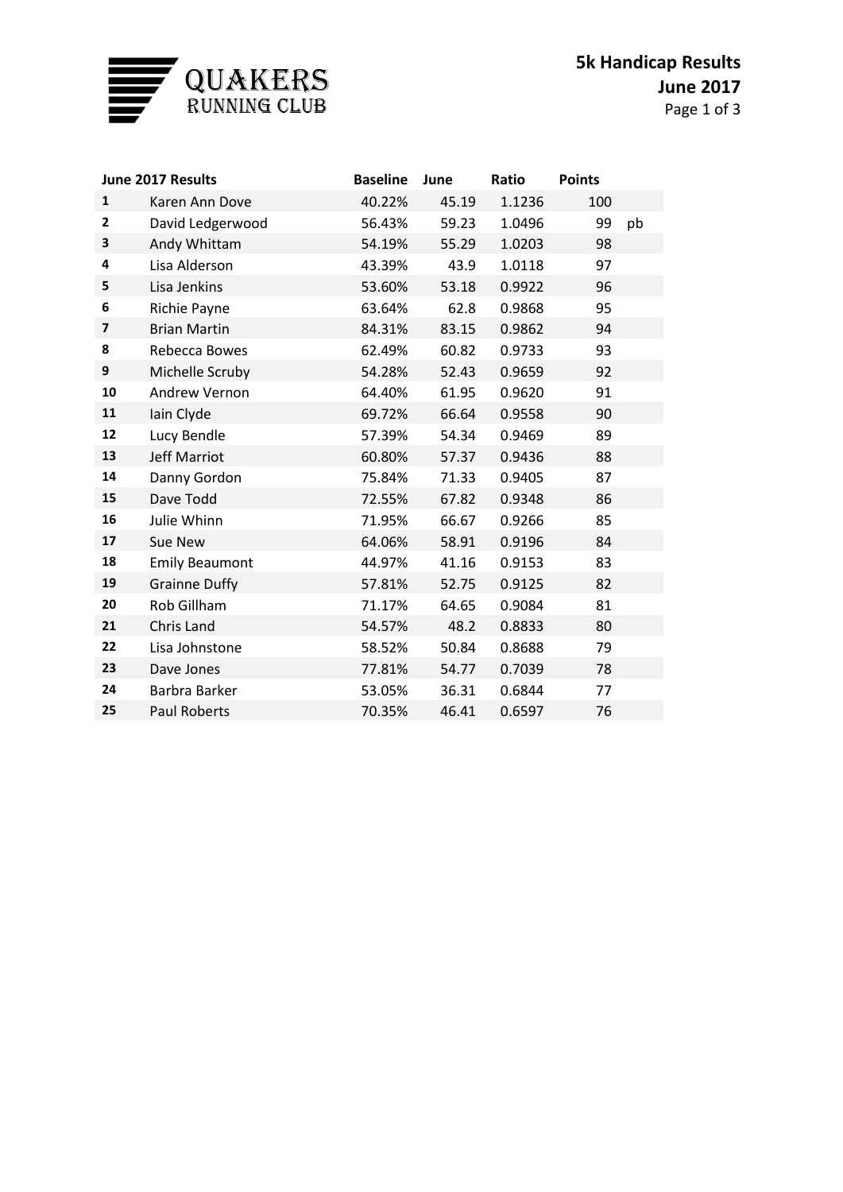# QUAKERS RUNNING CLUB

## 5k Handicap Results
## June 2017

| June 2017 Results | | Baseline | June | Ratio | Points | |
|---|---|---|---|---|---|---|
| **1** | Karen Ann Dove | 40.22% | 45.19 | 1.1236 | 100 | |
| **2** | David Ledgerwood | 56.43% | 59.23 | 1.0496 | 99 | pb |
| **3** | Andy Whittam | 54.19% | 55.29 | 1.0203 | 98 | |
| **4** | Lisa Alderson | 43.39% | 43.9 | 1.0118 | 97 | |
| **5** | Lisa Jenkins | 53.60% | 53.18 | 0.9922 | 96 | |
| **6** | Richie Payne | 63.64% | 62.8 | 0.9868 | 95 | |
| **7** | Brian Martin | 84.31% | 83.15 | 0.9862 | 94 | |
| **8** | Rebecca Bowes | 62.49% | 60.82 | 0.9733 | 93 | |
| **9** | Michelle Scruby | 54.28% | 52.43 | 0.9659 | 92 | |
| **10** | Andrew Vernon | 64.40% | 61.95 | 0.9620 | 91 | |
| **11** | Iain Clyde | 69.72% | 66.64 | 0.9558 | 90 | |
| **12** | Lucy Bendle | 57.39% | 54.34 | 0.9469 | 89 | |
| **13** | Jeff Marriot | 60.80% | 57.37 | 0.9436 | 88 | |
| **14** | Danny Gordon | 75.84% | 71.33 | 0.9405 | 87 | |
| **15** | Dave Todd | 72.55% | 67.82 | 0.9348 | 86 | |
| **16** | Julie Whinn | 71.95% | 66.67 | 0.9266 | 85 | |
| **17** | Sue New | 64.06% | 58.91 | 0.9196 | 84 | |
| **18** | Emily Beaumont | 44.97% | 41.16 | 0.9153 | 83 | |
| **19** | Grainne Duffy | 57.81% | 52.75 | 0.9125 | 82 | |
| **20** | Rob Gillham | 71.17% | 64.65 | 0.9084 | 81 | |
| **21** | Chris Land | 54.57% | 48.2 | 0.8833 | 80 | |
| **22** | Lisa Johnstone | 58.52% | 50.84 | 0.8688 | 79 | |
| **23** | Dave Jones | 77.81% | 54.77 | 0.7039 | 78 | |
| **24** | Barbra Barker | 53.05% | 36.31 | 0.6844 | 77 | |
| **25** | Paul Roberts | 70.35% | 46.41 | 0.6597 | 76 | |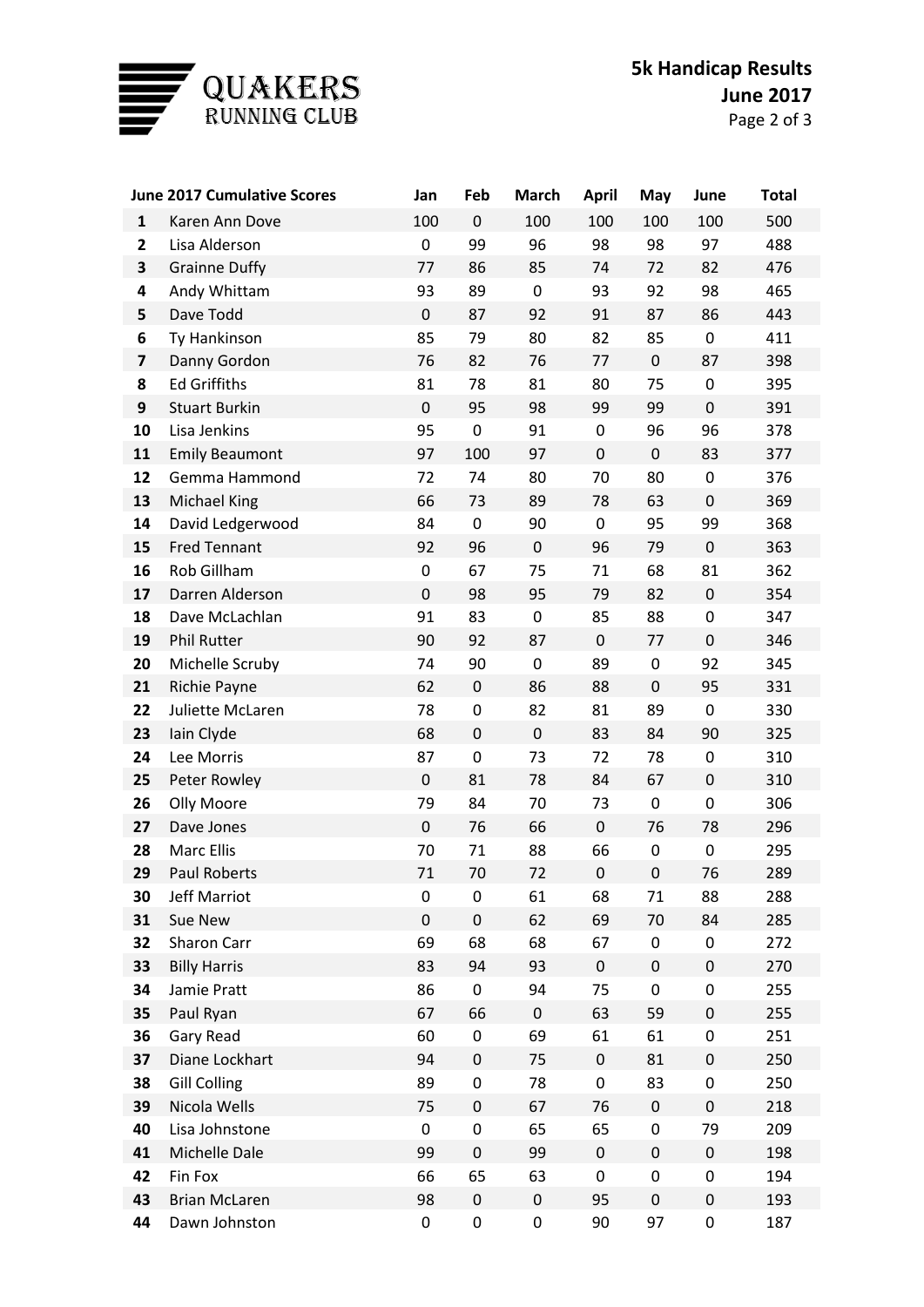# 5k Handicap Results
## June 2017

| June 2017 Cumulative Scores | | Jan | Feb | March | April | May | June | Total |
|---|---|---|---|---|---|---|---|---|
| 1 | Karen Ann Dove | 100 | 0 | 100 | 100 | 100 | 100 | 500 |
| 2 | Lisa Alderson | 0 | 99 | 96 | 98 | 98 | 97 | 488 |
| 3 | Grainne Duffy | 77 | 86 | 85 | 74 | 72 | 82 | 476 |
| 4 | Andy Whittam | 93 | 89 | 0 | 93 | 92 | 98 | 465 |
| 5 | Dave Todd | 0 | 87 | 92 | 91 | 87 | 86 | 443 |
| 6 | Ty Hankinson | 85 | 79 | 80 | 82 | 85 | 0 | 411 |
| 7 | Danny Gordon | 76 | 82 | 76 | 77 | 0 | 87 | 398 |
| 8 | Ed Griffiths | 81 | 78 | 81 | 80 | 75 | 0 | 395 |
| 9 | Stuart Burkin | 0 | 95 | 98 | 99 | 99 | 0 | 391 |
| 10 | Lisa Jenkins | 95 | 0 | 91 | 0 | 96 | 96 | 378 |
| 11 | Emily Beaumont | 97 | 100 | 97 | 0 | 0 | 83 | 377 |
| 12 | Gemma Hammond | 72 | 74 | 80 | 70 | 80 | 0 | 376 |
| 13 | Michael King | 66 | 73 | 89 | 78 | 63 | 0 | 369 |
| 14 | David Ledgerwood | 84 | 0 | 90 | 0 | 95 | 99 | 368 |
| 15 | Fred Tennant | 92 | 96 | 0 | 96 | 79 | 0 | 363 |
| 16 | Rob Gillham | 0 | 67 | 75 | 71 | 68 | 81 | 362 |
| 17 | Darren Alderson | 0 | 98 | 95 | 79 | 82 | 0 | 354 |
| 18 | Dave McLachlan | 91 | 83 | 0 | 85 | 88 | 0 | 347 |
| 19 | Phil Rutter | 90 | 92 | 87 | 0 | 77 | 0 | 346 |
| 20 | Michelle Scruby | 74 | 90 | 0 | 89 | 0 | 92 | 345 |
| 21 | Richie Payne | 62 | 0 | 86 | 88 | 0 | 95 | 331 |
| 22 | Juliette McLaren | 78 | 0 | 82 | 81 | 89 | 0 | 330 |
| 23 | Iain Clyde | 68 | 0 | 0 | 83 | 84 | 90 | 325 |
| 24 | Lee Morris | 87 | 0 | 73 | 72 | 78 | 0 | 310 |
| 25 | Peter Rowley | 0 | 81 | 78 | 84 | 67 | 0 | 310 |
| 26 | Olly Moore | 79 | 84 | 70 | 73 | 0 | 0 | 306 |
| 27 | Dave Jones | 0 | 76 | 66 | 0 | 76 | 78 | 296 |
| 28 | Marc Ellis | 70 | 71 | 88 | 66 | 0 | 0 | 295 |
| 29 | Paul Roberts | 71 | 70 | 72 | 0 | 0 | 76 | 289 |
| 30 | Jeff Marriot | 0 | 0 | 61 | 68 | 71 | 88 | 288 |
| 31 | Sue New | 0 | 0 | 62 | 69 | 70 | 84 | 285 |
| 32 | Sharon Carr | 69 | 68 | 68 | 67 | 0 | 0 | 272 |
| 33 | Billy Harris | 83 | 94 | 93 | 0 | 0 | 0 | 270 |
| 34 | Jamie Pratt | 86 | 0 | 94 | 75 | 0 | 0 | 255 |
| 35 | Paul Ryan | 67 | 66 | 0 | 63 | 59 | 0 | 255 |
| 36 | Gary Read | 60 | 0 | 69 | 61 | 61 | 0 | 251 |
| 37 | Diane Lockhart | 94 | 0 | 75 | 0 | 81 | 0 | 250 |
| 38 | Gill Colling | 89 | 0 | 78 | 0 | 83 | 0 | 250 |
| 39 | Nicola Wells | 75 | 0 | 67 | 76 | 0 | 0 | 218 |
| 40 | Lisa Johnstone | 0 | 0 | 65 | 65 | 0 | 79 | 209 |
| 41 | Michelle Dale | 99 | 0 | 99 | 0 | 0 | 0 | 198 |
| 42 | Fin Fox | 66 | 65 | 63 | 0 | 0 | 0 | 194 |
| 43 | Brian McLaren | 98 | 0 | 0 | 95 | 0 | 0 | 193 |
| 44 | Dawn Johnston | 0 | 0 | 0 | 90 | 97 | 0 | 187 |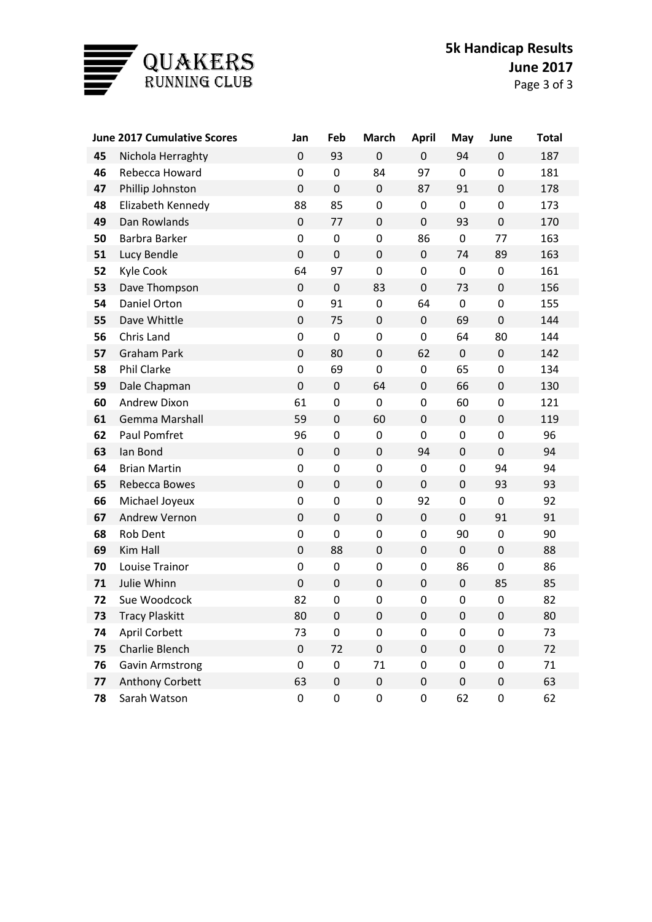QUAKERS
RUNNING CLUB

# 5k Handicap Results
## June 2017

| June 2017 Cumulative Scores | | Jan | Feb | March | April | May | June | Total |
|---|---|---|---|---|---|---|---|---|
| 45 | Nichola Herraghty | 0 | 93 | 0 | 0 | 94 | 0 | 187 |
| 46 | Rebecca Howard | 0 | 0 | 84 | 97 | 0 | 0 | 181 |
| 47 | Phillip Johnston | 0 | 0 | 0 | 87 | 91 | 0 | 178 |
| 48 | Elizabeth Kennedy | 88 | 85 | 0 | 0 | 0 | 0 | 173 |
| 49 | Dan Rowlands | 0 | 77 | 0 | 0 | 93 | 0 | 170 |
| 50 | Barbra Barker | 0 | 0 | 0 | 86 | 0 | 77 | 163 |
| 51 | Lucy Bendle | 0 | 0 | 0 | 0 | 74 | 89 | 163 |
| 52 | Kyle Cook | 64 | 97 | 0 | 0 | 0 | 0 | 161 |
| 53 | Dave Thompson | 0 | 0 | 83 | 0 | 73 | 0 | 156 |
| 54 | Daniel Orton | 0 | 91 | 0 | 64 | 0 | 0 | 155 |
| 55 | Dave Whittle | 0 | 75 | 0 | 0 | 69 | 0 | 144 |
| 56 | Chris Land | 0 | 0 | 0 | 0 | 64 | 80 | 144 |
| 57 | Graham Park | 0 | 80 | 0 | 62 | 0 | 0 | 142 |
| 58 | Phil Clarke | 0 | 69 | 0 | 0 | 65 | 0 | 134 |
| 59 | Dale Chapman | 0 | 0 | 64 | 0 | 66 | 0 | 130 |
| 60 | Andrew Dixon | 61 | 0 | 0 | 0 | 60 | 0 | 121 |
| 61 | Gemma Marshall | 59 | 0 | 60 | 0 | 0 | 0 | 119 |
| 62 | Paul Pomfret | 96 | 0 | 0 | 0 | 0 | 0 | 96 |
| 63 | Ian Bond | 0 | 0 | 0 | 94 | 0 | 0 | 94 |
| 64 | Brian Martin | 0 | 0 | 0 | 0 | 0 | 94 | 94 |
| 65 | Rebecca Bowes | 0 | 0 | 0 | 0 | 0 | 93 | 93 |
| 66 | Michael Joyeux | 0 | 0 | 0 | 92 | 0 | 0 | 92 |
| 67 | Andrew Vernon | 0 | 0 | 0 | 0 | 0 | 91 | 91 |
| 68 | Rob Dent | 0 | 0 | 0 | 0 | 90 | 0 | 90 |
| 69 | Kim Hall | 0 | 88 | 0 | 0 | 0 | 0 | 88 |
| 70 | Louise Trainor | 0 | 0 | 0 | 0 | 86 | 0 | 86 |
| 71 | Julie Whinn | 0 | 0 | 0 | 0 | 0 | 85 | 85 |
| 72 | Sue Woodcock | 82 | 0 | 0 | 0 | 0 | 0 | 82 |
| 73 | Tracy Plaskitt | 80 | 0 | 0 | 0 | 0 | 0 | 80 |
| 74 | April Corbett | 73 | 0 | 0 | 0 | 0 | 0 | 73 |
| 75 | Charlie Blench | 0 | 72 | 0 | 0 | 0 | 0 | 72 |
| 76 | Gavin Armstrong | 0 | 0 | 71 | 0 | 0 | 0 | 71 |
| 77 | Anthony Corbett | 63 | 0 | 0 | 0 | 0 | 0 | 63 |
| 78 | Sarah Watson | 0 | 0 | 0 | 0 | 62 | 0 | 62 |